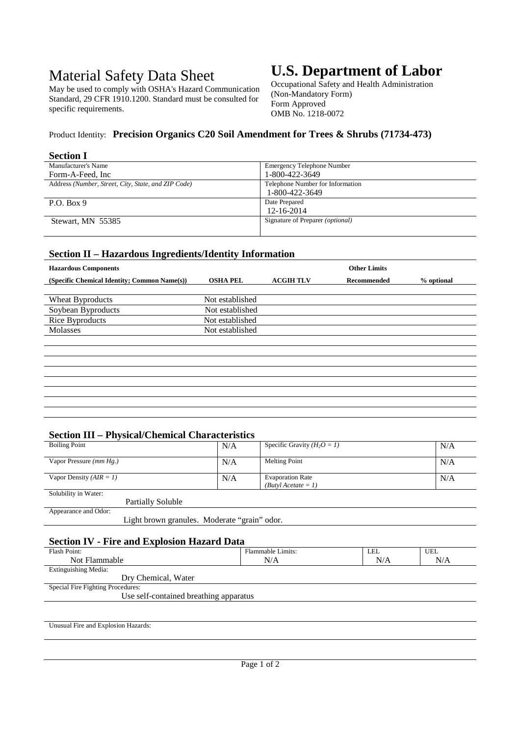# Material Safety Data Sheet

May be used to comply with OSHA's Hazard Communication Standard, 29 CFR 1910.1200. Standard must be consulted for specific requirements.

# U.S. Department of Labor

Occupational Safety and Health Administration
(Non-Mandatory Form)
Form Approved
OMB No. 1218-0072

Product Identity: **Precision Organics C20 Soil Amendment for Trees & Shrubs (71734-473)**

## Section I

| Manufacturer's Name | Emergency Telephone Number |
|---|---|
| Form-A-Feed, Inc | 1-800-422-3649 |
| Address *(Number, Street, City, State, and ZIP Code)* | Telephone Number for Information<br>1-800-422-3649 |
| P.O. Box 9 | Date Prepared<br>12-16-2014 |
| Stewart, MN 55385 | Signature of Preparer *(optional)* |

## Section II – Hazardous Ingredients/Identity Information

| Hazardous Components (Specific Chemical Identity; Common Name(s)) | OSHA PEL | ACGIH TLV | Other Limits Recommended | % optional |
|---|---|---|---|---|
| Wheat Byproducts | Not established | | | |
| Soybean Byproducts | Not established | | | |
| Rice Byproducts | Not established | | | |
| Molasses | Not established | | | |

## Section III – Physical/Chemical Characteristics

| | | | |
|---|---|---|---|
| Boiling Point | N/A | Specific Gravity *($H_2O$ = 1)* | N/A |
| Vapor Pressure *(mm Hg.)* | N/A | Melting Point | N/A |
| Vapor Density *(AIR = 1)* | N/A | Evaporation Rate *(Butyl Acetate = 1)* | N/A |

Solubility in Water:
Partially Soluble

Appearance and Odor:
Light brown granules. Moderate "grain" odor.

## Section IV - Fire and Explosion Hazard Data

| Flash Point: | Flammable Limits: | LEL | UEL |
|---|---|---|---|
| Not Flammable | N/A | N/A | N/A |

Extinguishing Media:
Dry Chemical, Water

Special Fire Fighting Procedures:
Use self-contained breathing apparatus

Unusual Fire and Explosion Hazards: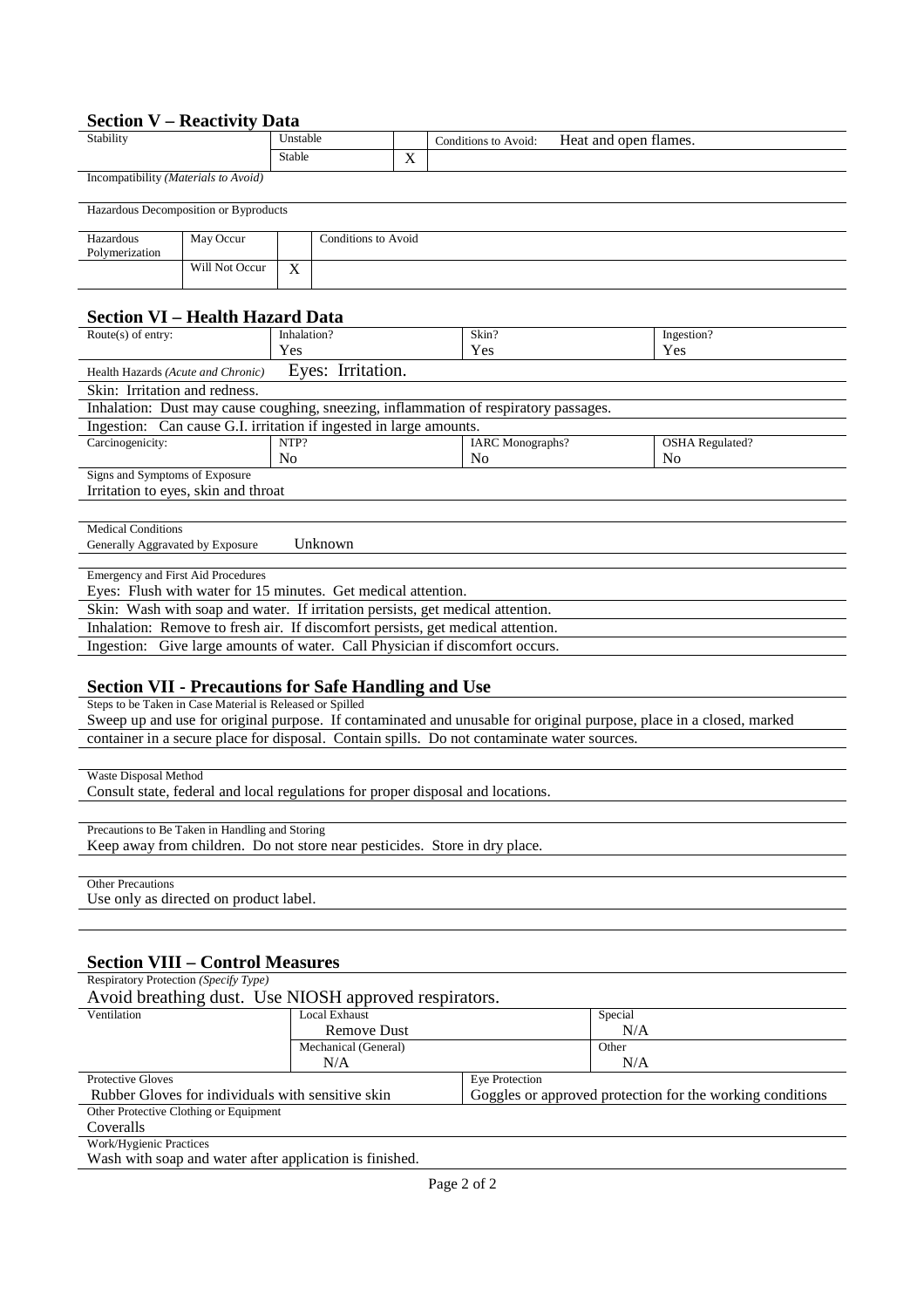## Section V – Reactivity Data

| | | | |
|---|---|---|---|
| Stability | Unstable | | Conditions to Avoid: Heat and open flames. |
| | Stable | X | |

Incompatibility *(Materials to Avoid)*

Hazardous Decomposition or Byproducts

| | | | |
|---|---|---|---|
| Hazardous Polymerization | May Occur | | Conditions to Avoid |
| | Will Not Occur | X | |

## Section VI – Health Hazard Data

| | | | |
|---|---|---|---|
| Route(s) of entry: | Inhalation? Yes | Skin? Yes | Ingestion? Yes |

Health Hazards *(Acute and Chronic)* Eyes: Irritation.

Skin: Irritation and redness.

Inhalation: Dust may cause coughing, sneezing, inflammation of respiratory passages.

Ingestion: Can cause G.I. irritation if ingested in large amounts.

| | | | |
|---|---|---|---|
| Carcinogenicity: | NTP? No | IARC Monographs? No | OSHA Regulated? No |

Signs and Symptoms of Exposure

Irritation to eyes, skin and throat

Medical Conditions
Generally Aggravated by Exposure Unknown

Emergency and First Aid Procedures

Eyes: Flush with water for 15 minutes. Get medical attention.

Skin: Wash with soap and water. If irritation persists, get medical attention.

Inhalation: Remove to fresh air. If discomfort persists, get medical attention.

Ingestion: Give large amounts of water. Call Physician if discomfort occurs.

## Section VII - Precautions for Safe Handling and Use

Steps to be Taken in Case Material is Released or Spilled

Sweep up and use for original purpose. If contaminated and unusable for original purpose, place in a closed, marked container in a secure place for disposal. Contain spills. Do not contaminate water sources.

Waste Disposal Method

Consult state, federal and local regulations for proper disposal and locations.

Precautions to Be Taken in Handling and Storing

Keep away from children. Do not store near pesticides. Store in dry place.

Other Precautions

Use only as directed on product label.

## Section VIII – Control Measures

Respiratory Protection *(Specify Type)*

Avoid breathing dust. Use NIOSH approved respirators.

| | | |
|---|---|---|
| Ventilation | Local Exhaust: Remove Dust | Special: N/A |
| | Mechanical (General): N/A | Other: N/A |

| | |
|---|---|
| Protective Gloves: Rubber Gloves for individuals with sensitive skin | Eye Protection: Goggles or approved protection for the working conditions |

Other Protective Clothing or Equipment

Coveralls

Work/Hygienic Practices

Wash with soap and water after application is finished.